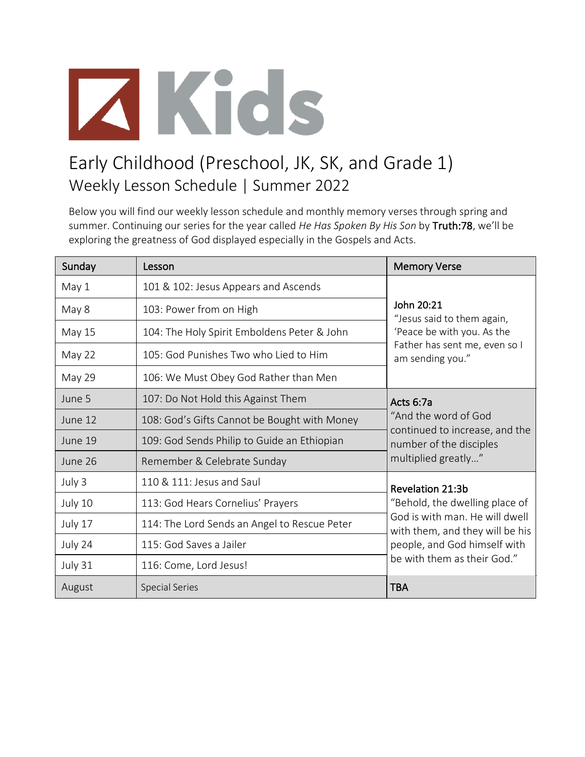# Kids

## Early Childhood (Preschool, JK, SK, and Grade 1)

### Weekly Lesson Schedule | Summer 2022

Below you will find our weekly lesson schedule and monthly memory verses through spring and summer. Continuing our series for the year called *He Has Spoken By His Son* by **Truth:78**, we'll be exploring the greatness of God displayed especially in the Gospels and Acts.

| Sunday | Lesson | Memory Verse |
|---|---|---|
| May 1 | 101 & 102: Jesus Appears and Ascends | **John 20:21** "Jesus said to them again, 'Peace be with you. As the Father has sent me, even so I am sending you." |
| May 8 | 103: Power from on High | |
| May 15 | 104: The Holy Spirit Emboldens Peter & John | |
| May 22 | 105: God Punishes Two who Lied to Him | |
| May 29 | 106: We Must Obey God Rather than Men | |
| June 5 | 107: Do Not Hold this Against Them | **Acts 6:7a** "And the word of God continued to increase, and the number of the disciples multiplied greatly…" |
| June 12 | 108: God's Gifts Cannot be Bought with Money | |
| June 19 | 109: God Sends Philip to Guide an Ethiopian | |
| June 26 | Remember & Celebrate Sunday | |
| July 3 | 110 & 111: Jesus and Saul | **Revelation 21:3b** "Behold, the dwelling place of God is with man. He will dwell with them, and they will be his people, and God himself with be with them as their God." |
| July 10 | 113: God Hears Cornelius' Prayers | |
| July 17 | 114: The Lord Sends an Angel to Rescue Peter | |
| July 24 | 115: God Saves a Jailer | |
| July 31 | 116: Come, Lord Jesus! | |
| August | Special Series | **TBA** |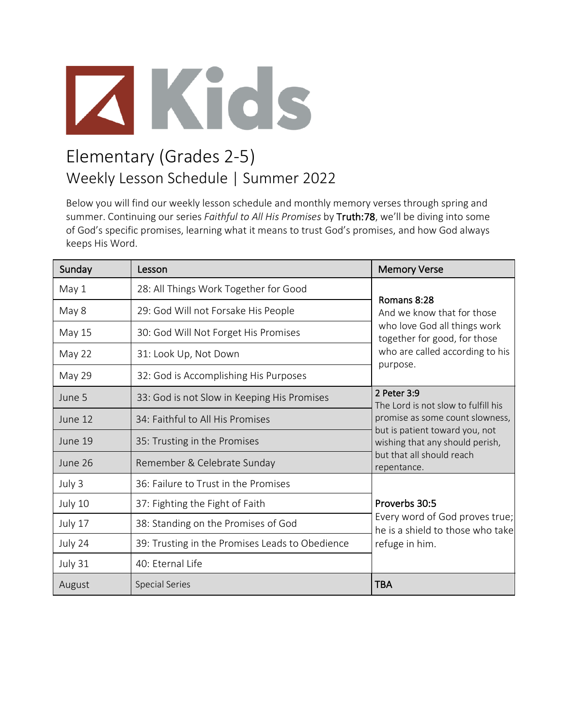# Kids

## Elementary (Grades 2-5)

### Weekly Lesson Schedule | Summer 2022

Below you will find our weekly lesson schedule and monthly memory verses through spring and summer. Continuing our series *Faithful to All His Promises* by **Truth:78**, we'll be diving into some of God's specific promises, learning what it means to trust God's promises, and how God always keeps His Word.

| Sunday | Lesson | Memory Verse |
|---|---|---|
| May 1 | 28: All Things Work Together for Good | **Romans 8:28** And we know that for those who love God all things work together for good, for those who are called according to his purpose. |
| May 8 | 29: God Will not Forsake His People | |
| May 15 | 30: God Will Not Forget His Promises | |
| May 22 | 31: Look Up, Not Down | |
| May 29 | 32: God is Accomplishing His Purposes | |
| June 5 | 33: God is not Slow in Keeping His Promises | **2 Peter 3:9** The Lord is not slow to fulfill his promise as some count slowness, but is patient toward you, not wishing that any should perish, but that all should reach repentance. |
| June 12 | 34: Faithful to All His Promises | |
| June 19 | 35: Trusting in the Promises | |
| June 26 | Remember & Celebrate Sunday | |
| July 3 | 36: Failure to Trust in the Promises | **Proverbs 30:5** Every word of God proves true; he is a shield to those who take refuge in him. |
| July 10 | 37: Fighting the Fight of Faith | |
| July 17 | 38: Standing on the Promises of God | |
| July 24 | 39: Trusting in the Promises Leads to Obedience | |
| July 31 | 40: Eternal Life | |
| August | Special Series | **TBA** |